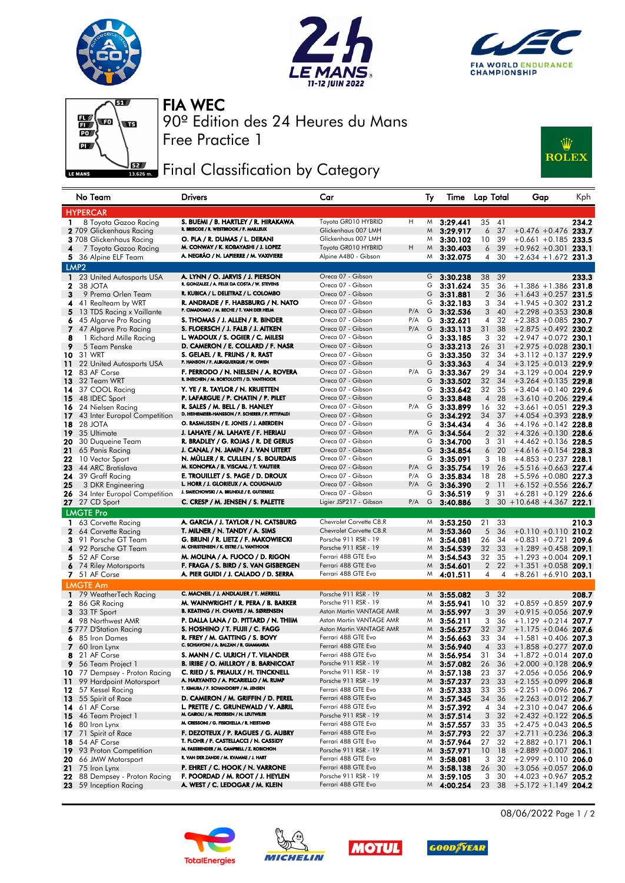# FIA WEC

## 90º Edition des 24 Heures du Mans

## Free Practice 1

## Final Classification by Category

| No | Team | Drivers | Car | | Ty | Time | Lap | Total | Gap | | Kph |
|---|---|---|---|---|---|---|---|---|---|---|---|
| **HYPERCAR** | | | | | | | | | | | |
| 1 | 8 Toyota Gazoo Racing | S. BUEMI / B. HARTLEY / R. HIRAKAWA | Toyota GR010 HYBRID | H | M | 3:29.441 | 35 | 41 | | | 234.2 |
| 2 | 709 Glickenhaus Racing | R. BRISCOE / R. WESTBROOK / F. MAILLEUX | Glickenhaus 007 LMH | | M | 3:29.917 | 6 | 37 | +0.476 | +0.476 | 233.7 |
| 3 | 708 Glickenhaus Racing | O. PLA / R. DUMAS / L. DERANI | Glickenhaus 007 LMH | | M | 3:30.102 | 10 | 39 | +0.661 | +0.185 | 233.5 |
| 4 | 7 Toyota Gazoo Racing | M. CONWAY / K. KOBAYASHI / J. LOPEZ | Toyota GR010 HYBRID | H | M | 3:30.403 | 6 | 39 | +0.962 | +0.301 | 233.1 |
| 5 | 36 Alpine ELF Team | A. NEGRÃO / N. LAPIERRE / M. VAXIVIERE | Alpine A480 - Gibson | | M | 3:32.075 | 4 | 30 | +2.634 | +1.672 | 231.3 |
| **LMP2** | | | | | | | | | | | |
| 1 | 23 United Autosports USA | A. LYNN / O. JARVIS / J. PIERSON | Oreca 07 - Gibson | | G | 3:30.238 | 38 | 39 | | | 233.3 |
| 2 | 38 JOTA | R. GONZALEZ / A. FELIX DA COSTA / W. STEVENS | Oreca 07 - Gibson | | G | 3:31.624 | 35 | 36 | +1.386 | +1.386 | 231.8 |
| 3 | 9 Prema Orlen Team | R. KUBICA / L. DELETRAZ / L. COLOMBO | Oreca 07 - Gibson | | G | 3:31.881 | 2 | 36 | +1.643 | +0.257 | 231.5 |
| 4 | 41 Realteam by WRT | R. ANDRADE / F. HABSBURG / N. NATO | Oreca 07 - Gibson | | G | 3:32.183 | 3 | 34 | +1.945 | +0.302 | 231.2 |
| 5 | 13 TDS Racing x Vaillante | P. CIMADOMO / M. BECHE / T. VAN DER HELM | Oreca 07 - Gibson | P/A | G | 3:32.536 | 3 | 40 | +2.298 | +0.353 | 230.8 |
| 6 | 45 Algarve Pro Racing | S. THOMAS / J. ALLEN / R. BINDER | Oreca 07 - Gibson | P/A | G | 3:32.621 | 4 | 32 | +2.383 | +0.085 | 230.7 |
| 7 | 47 Algarve Pro Racing | S. FLOERSCH / J. FALB / J. AITKEN | Oreca 07 - Gibson | P/A | G | 3:33.113 | 31 | 38 | +2.875 | +0.492 | 230.2 |
| 8 | 1 Richard Mille Racing | L. WADOUX / S. OGIER / C. MILESI | Oreca 07 - Gibson | | G | 3:33.185 | 3 | 32 | +2.947 | +0.072 | 230.1 |
| 9 | 5 Team Penske | D. CAMERON / E. COLLARD / F. NASR | Oreca 07 - Gibson | | G | 3:33.213 | 26 | 31 | +2.975 | +0.028 | 230.1 |
| 10 | 31 WRT | S. GELAEL / R. FRIJNS / R. RAST | Oreca 07 - Gibson | | G | 3:33.350 | 32 | 34 | +3.112 | +0.137 | 229.9 |
| 11 | 22 United Autosports USA | P. HANSON / F. ALBUQUERQUE / W. OWEN | Oreca 07 - Gibson | | G | 3:33.363 | 4 | 34 | +3.125 | +0.013 | 229.9 |
| 12 | 83 AF Corse | F. PERRODO / N. NIELSEN / A. ROVERA | Oreca 07 - Gibson | P/A | G | 3:33.367 | 29 | 34 | +3.129 | +0.004 | 229.9 |
| 13 | 32 Team WRT | R. INEICHEN / M. BORTOLOTTI / D. VANTHOOR | Oreca 07 - Gibson | | G | 3:33.502 | 32 | 34 | +3.264 | +0.135 | 229.8 |
| 14 | 37 COOL Racing | Y. YE / R. TAYLOR / N. KRUETTEN | Oreca 07 - Gibson | | G | 3:33.642 | 32 | 35 | +3.404 | +0.140 | 229.6 |
| 15 | 48 IDEC Sport | P. LAFARGUE / P. CHATIN / P. PILET | Oreca 07 - Gibson | | G | 3:33.848 | 4 | 28 | +3.610 | +0.206 | 229.4 |
| 16 | 24 Nielsen Racing | R. SALES / M. BELL / B. HANLEY | Oreca 07 - Gibson | P/A | G | 3:33.899 | 16 | 32 | +3.661 | +0.051 | 229.3 |
| 17 | 43 Inter Europol Competition | D. HEINEMEIER-HANSSON / F. SCHERER / P. FITTIPALDI | Oreca 07 - Gibson | | G | 3:34.292 | 34 | 37 | +4.054 | +0.393 | 228.9 |
| 18 | 28 JOTA | O. RASMUSSEN / E. JONES / J. ABERDEIN | Oreca 07 - Gibson | | G | 3:34.434 | 4 | 36 | +4.196 | +0.142 | 228.8 |
| 19 | 35 Ultimate | J. LAHAYE / M. LAHAYE / F. HERIAU | Oreca 07 - Gibson | P/A | G | 3:34.564 | 2 | 32 | +4.326 | +0.130 | 228.6 |
| 20 | 30 Duqueine Team | R. BRADLEY / G. ROJAS / R. DE GERUS | Oreca 07 - Gibson | | G | 3:34.700 | 3 | 31 | +4.462 | +0.136 | 228.5 |
| 21 | 65 Panis Racing | J. CANAL / N. JAMIN / J. VAN UITERT | Oreca 07 - Gibson | | G | 3:34.854 | 6 | 20 | +4.616 | +0.154 | 228.3 |
| 22 | 10 Vector Sport | N. MÜLLER / R. CULLEN / S. BOURDAIS | Oreca 07 - Gibson | | G | 3:35.091 | 3 | 18 | +4.853 | +0.237 | 228.1 |
| 23 | 44 ARC Bratislava | M. KONOPKA / B. VISCAAL / T. VAUTIER | Oreca 07 - Gibson | P/A | G | 3:35.754 | 19 | 26 | +5.516 | +0.663 | 227.4 |
| 24 | 39 Graff Racing | E. TROUILLET / S. PAGE / D. DROUX | Oreca 07 - Gibson | P/A | G | 3:35.834 | 18 | 28 | +5.596 | +0.080 | 227.3 |
| 25 | 3 DKR Engineering | L. HORR / J. GLORIEUX / A. COUGNAUD | Oreca 07 - Gibson | P/A | G | 3:36.390 | 2 | 11 | +6.152 | +0.556 | 226.7 |
| 26 | 34 Inter Europol Competition | J. SMIECHOWSKI / A. BRUNDLE / E. GUTIERREZ | Oreca 07 - Gibson | | G | 3:36.519 | 9 | 31 | +6.281 | +0.129 | 226.6 |
| 27 | 27 CD Sport | C. CRESP / M. JENSEN / S. PALETTE | Ligier JSP217 - Gibson | P/A | G | 3:40.886 | 3 | 30 | +10.648 | +4.367 | 222.1 |
| **LMGTE Pro** | | | | | | | | | | | |
| 1 | 63 Corvette Racing | A. GARCIA / J. TAYLOR / N. CATSBURG | Chevrolet Corvette C8.R | | M | 3:53.250 | 21 | 33 | | | 210.3 |
| 2 | 64 Corvette Racing | T. MILNER / N. TANDY / A. SIMS | Chevrolet Corvette C8.R | | M | 3:53.360 | 5 | 36 | +0.110 | +0.110 | 210.2 |
| 3 | 91 Porsche GT Team | G. BRUNI / R. LIETZ / F. MAKOWIECKI | Porsche 911 RSR - 19 | | M | 3:54.081 | 26 | 34 | +0.831 | +0.721 | 209.6 |
| 4 | 92 Porsche GT Team | M. CHRISTENSEN / K. ESTRE / L. VANTHOOR | Porsche 911 RSR - 19 | | M | 3:54.539 | 32 | 33 | +1.289 | +0.458 | 209.1 |
| 5 | 52 AF Corse | M. MOLINA / A. FUOCO / D. RIGON | Ferrari 488 GTE Evo | | M | 3:54.543 | 32 | 35 | +1.293 | +0.004 | 209.1 |
| 6 | 74 Riley Motorsports | F. FRAGA / S. BIRD / S. VAN GISBERGEN | Ferrari 488 GTE Evo | | M | 3:54.601 | 2 | 22 | +1.351 | +0.058 | 209.1 |
| 7 | 51 AF Corse | A. PIER GUIDI / J. CALADO / D. SERRA | Ferrari 488 GTE Evo | | M | 4:01.511 | 4 | 4 | +8.261 | +6.910 | 203.1 |
| **LMGTE Am** | | | | | | | | | | | |
| 1 | 79 WeatherTech Racing | C. MACNEIL / J. ANDLAUER / T. MERRILL | Porsche 911 RSR - 19 | | M | 3:55.082 | 3 | 32 | | | 208.7 |
| 2 | 86 GR Racing | M. WAINWRIGHT / R. PERA / B. BARKER | Porsche 911 RSR - 19 | | M | 3:55.941 | 10 | 32 | +0.859 | +0.859 | 207.9 |
| 3 | 33 TF Sport | B. KEATING / H. CHAVES / M. SØRENSEN | Aston Martin VANTAGE AMR | | M | 3:55.997 | 3 | 39 | +0.915 | +0.056 | 207.9 |
| 4 | 98 Northwest AMR | P. DALLA LANA / D. PITTARD / N. THIIM | Aston Martin VANTAGE AMR | | M | 3:56.211 | 3 | 36 | +1.129 | +0.214 | 207.7 |
| 5 | 777 D'Station Racing | S. HOSHINO / T. FUJII / C. FAGG | Aston Martin VANTAGE AMR | | M | 3:56.257 | 32 | 37 | +1.175 | +0.046 | 207.6 |
| 6 | 85 Iron Dames | R. FREY / M. GATTING / S. BOVY | Ferrari 488 GTE Evo | | M | 3:56.663 | 33 | 34 | +1.581 | +0.406 | 207.3 |
| 7 | 60 Iron Lynx | C. SCHIAVONI / A. BALZAN / R. GIAMMARIA | Ferrari 488 GTE Evo | | M | 3:56.940 | 4 | 33 | +1.858 | +0.277 | 207.0 |
| 8 | 21 AF Corse | S. MANN / C. ULRICH / T. VILANDER | Ferrari 488 GTE Evo | | M | 3:56.954 | 31 | 34 | +1.872 | +0.014 | 207.0 |
| 9 | 56 Team Project 1 | B. IRIBE / O. MILLROY / B. BARNICOAT | Porsche 911 RSR - 19 | | M | 3:57.082 | 26 | 36 | +2.000 | +0.128 | 206.9 |
| 10 | 77 Dempsey - Proton Racing | C. RIED / S. PRIAULX / H. TINCKNELL | Porsche 911 RSR - 19 | | M | 3:57.138 | 23 | 37 | +2.056 | +0.056 | 206.9 |
| 11 | 99 Hardpoint Motorsport | A. HARYANTO / A. PICARIELLO / M. RUMP | Porsche 911 RSR - 19 | | M | 3:57.237 | 23 | 33 | +2.155 | +0.099 | 206.8 |
| 12 | 57 Kessel Racing | T. KIMURA / F. SCHANDORFF / M. JENSEN | Ferrari 488 GTE Evo | | M | 3:57.333 | 33 | 35 | +2.251 | +0.096 | 206.7 |
| 13 | 55 Spirit of Race | D. CAMERON / M. GRIFFIN / D. PEREL | Ferrari 488 GTE Evo | | M | 3:57.345 | 34 | 36 | +2.263 | +0.012 | 206.7 |
| 14 | 61 AF Corse | L. PRETTE / C. GRUNEWALD / V. ABRIL | Ferrari 488 GTE Evo | | M | 3:57.392 | 4 | 34 | +2.310 | +0.047 | 206.6 |
| 15 | 46 Team Project 1 | M. CAIROLI / M. PEDERSEN / N. LEUTWILER | Porsche 911 RSR - 19 | | M | 3:57.514 | 3 | 32 | +2.432 | +0.122 | 206.5 |
| 16 | 80 Iron Lynx | M. CRESSONI / G. FISICHELLA / R. HEISTAND | Ferrari 488 GTE Evo | | M | 3:57.557 | 33 | 35 | +2.475 | +0.043 | 206.5 |
| 17 | 71 Spirit of Race | F. DEZOTEUX / P. RAGUES / G. AUBRY | Ferrari 488 GTE Evo | | M | 3:57.793 | 22 | 37 | +2.711 | +0.236 | 206.3 |
| 18 | 54 AF Corse | T. FLOHR / F. CASTELLACCI / N. CASSIDY | Ferrari 488 GTE Evo | | M | 3:57.964 | 27 | 32 | +2.882 | +0.171 | 206.1 |
| 19 | 93 Proton Competition | M. FASSBENDER / M. CAMPBELL / Z. ROBICHON | Porsche 911 RSR - 19 | | M | 3:57.971 | 10 | 18 | +2.889 | +0.007 | 206.1 |
| 20 | 66 JMW Motorsport | R. VAN DER ZANDE / M. KVAMME / J. HART | Ferrari 488 GTE Evo | | M | 3:58.081 | 3 | 32 | +2.999 | +0.110 | 206.0 |
| 21 | 75 Iron Lynx | P. EHRET / C. HOOK / N. VARRONE | Ferrari 488 GTE Evo | | M | 3:58.138 | 26 | 30 | +3.056 | +0.057 | 206.0 |
| 22 | 88 Dempsey - Proton Racing | F. POORDAD / M. ROOT / J. HEYLEN | Porsche 911 RSR - 19 | | M | 3:59.105 | 3 | 30 | +4.023 | +0.967 | 205.2 |
| 23 | 59 Inception Racing | A. WEST / C. LEDOGAR / M. KLEIN | Ferrari 488 GTE Evo | | M | 4:00.254 | 23 | 38 | +5.172 | +1.149 | 204.2 |

08/06/2022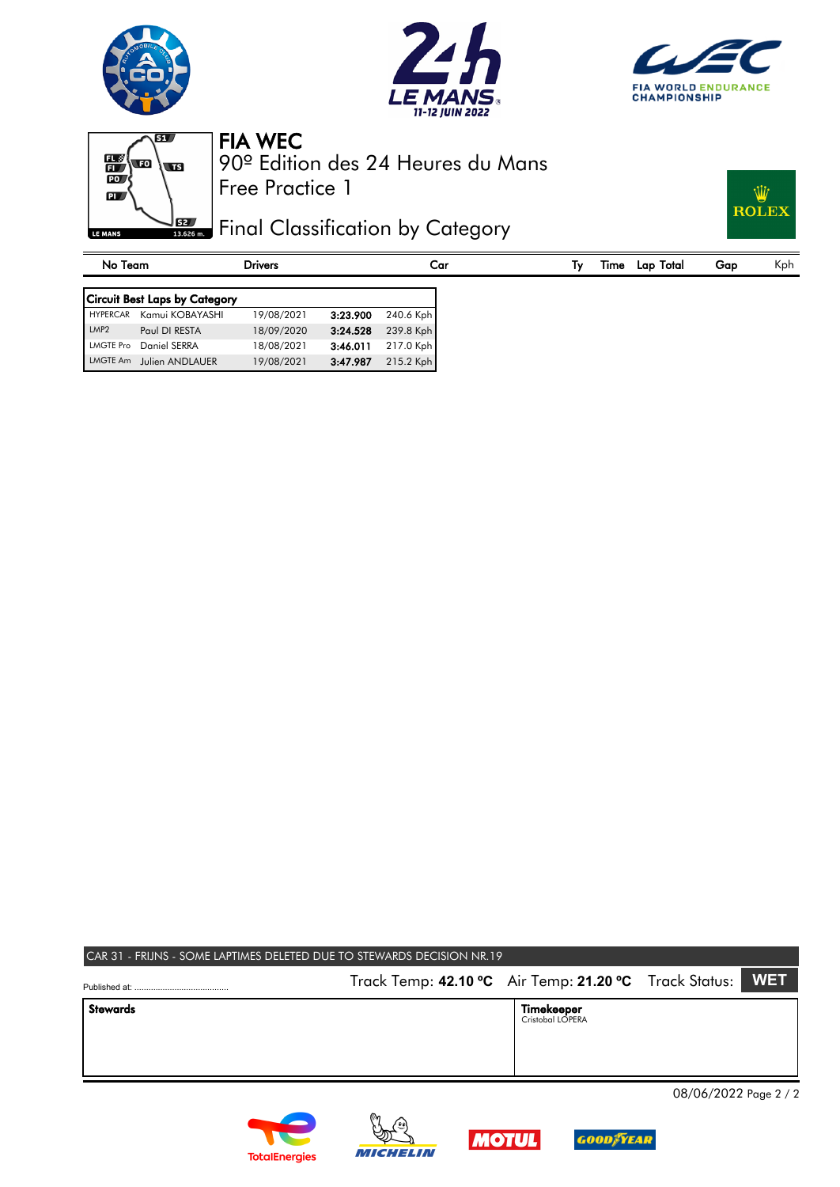# FIA WEC

90º Edition des 24 Heures du Mans

Free Practice 1

Final Classification by Category

| No | Team | Drivers | Car | Ty | Time | Lap | Total | Gap | Kph |
|---|---|---|---|---|---|---|---|---|---|

**Circuit Best Laps by Category**

| | | | | |
|---|---|---|---|---|
| HYPERCAR | Kamui KOBAYASHI | 19/08/2021 | **3:23.900** | 240.6 Kph |
| LMP2 | Paul DI RESTA | 18/09/2020 | **3:24.528** | 239.8 Kph |
| LMGTE Pro | Daniel SERRA | 18/08/2021 | **3:46.011** | 217.0 Kph |
| LMGTE Am | Julien ANDLAUER | 19/08/2021 | **3:47.987** | 215.2 Kph |

CAR 31 - FRIJNS - SOME LAPTIMES DELETED DUE TO STEWARDS DECISION NR.19

Published at: ........................................

Track Temp: **42.10 °C** Air Temp: **21.20 °C** Track Status: **WET**

| **Stewards** | **Timekeeper** Cristobal LOPERA |
|---|---|

08/06/2022